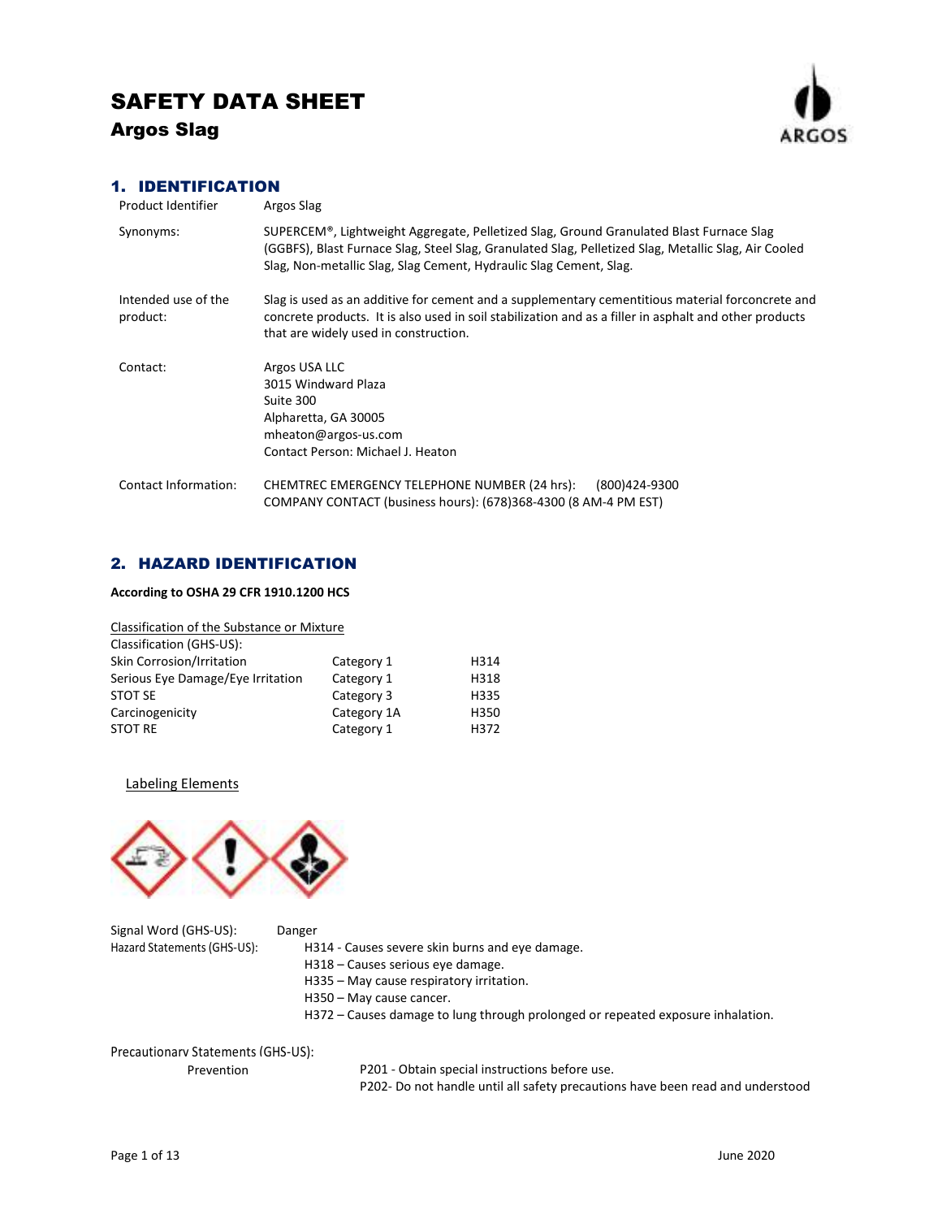# SAFETY DATA SHEET

## Argos Slag

## 1. IDENTIFICATION

| | |
|---|---|
| Product Identifier | Argos Slag |
| Synonyms: | SUPERCEM®, Lightweight Aggregate, Pelletized Slag, Ground Granulated Blast Furnace Slag (GGBFS), Blast Furnace Slag, Steel Slag, Granulated Slag, Pelletized Slag, Metallic Slag, Air Cooled Slag, Non-metallic Slag, Slag Cement, Hydraulic Slag Cement, Slag. |
| Intended use of the product: | Slag is used as an additive for cement and a supplementary cementitious material forconcrete and concrete products. It is also used in soil stabilization and as a filler in asphalt and other products that are widely used in construction. |
| Contact: | Argos USA LLC<br>3015 Windward Plaza<br>Suite 300<br>Alpharetta, GA 30005<br>mheaton@argos-us.com<br>Contact Person: Michael J. Heaton |
| Contact Information: | CHEMTREC EMERGENCY TELEPHONE NUMBER (24 hrs): (800)424-9300<br>COMPANY CONTACT (business hours): (678)368-4300 (8 AM-4 PM EST) |

## 2. HAZARD IDENTIFICATION

**According to OSHA 29 CFR 1910.1200 HCS**

Classification of the Substance or Mixture

Classification (GHS-US):

| | | |
|---|---|---|
| Skin Corrosion/Irritation | Category 1 | H314 |
| Serious Eye Damage/Eye Irritation | Category 1 | H318 |
| STOT SE | Category 3 | H335 |
| Carcinogenicity | Category 1A | H350 |
| STOT RE | Category 1 | H372 |

Labeling Elements

Signal Word (GHS-US): Danger

Hazard Statements (GHS-US):

- H314 - Causes severe skin burns and eye damage.
- H318 – Causes serious eye damage.
- H335 – May cause respiratory irritation.
- H350 – May cause cancer.
- H372 – Causes damage to lung through prolonged or repeated exposure inhalation.

Precautionary Statements (GHS-US):

Prevention

- P201 - Obtain special instructions before use.
- P202- Do not handle until all safety precautions have been read and understood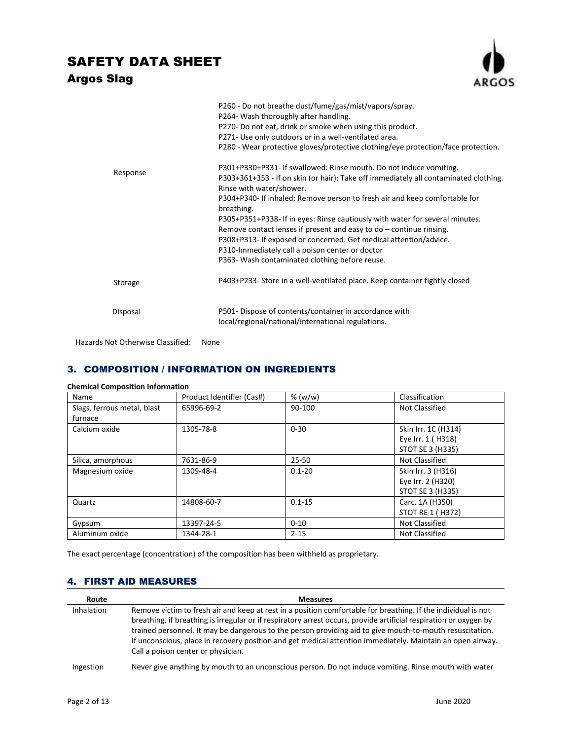| | |
|---|---|
| | P260 - Do not breathe dust/fume/gas/mist/vapors/spray.<br>P264- Wash thoroughly after handling.<br>P270- Do not eat, drink or smoke when using this product.<br>P271- Use only outdoors or in a well-ventilated area.<br>P280 - Wear protective gloves/protective clothing/eye protection/face protection. |
| Response | P301+P330+P331- If swallowed: Rinse mouth. Do not induce vomiting.<br>P303+361+353 - If on skin (or hair): Take off immediately all contaminated clothing. Rinse with water/shower.<br>P304+P340- If inhaled: Remove person to fresh air and keep comfortable for breathing.<br>P305+P351+P338- If in eyes: Rinse cautiously with water for several minutes. Remove contact lenses if present and easy to do – continue rinsing.<br>P308+P313- If exposed or concerned: Get medical attention/advice.<br>P310-Immediately call a poison center or doctor<br>P363- Wash contaminated clothing before reuse. |
| Storage | P403+P233- Store in a well-ventilated place. Keep container tightly closed |
| Disposal | P501- Dispose of contents/container in accordance with local/regional/national/international regulations. |

Hazards Not Otherwise Classified: None

## 3. COMPOSITION / INFORMATION ON INGREDIENTS

**Chemical Composition Information**

| Name | Product Identifier (Cas#) | % (w/w) | Classification |
|---|---|---|---|
| Slags, ferrous metal, blast furnace | 65996-69-2 | 90-100 | Not Classified |
| Calcium oxide | 1305-78-8 | 0-30 | Skin Irr. 1C (H314)<br>Eye Irr. 1 ( H318)<br>STOT SE 3 (H335) |
| Silica, amorphous | 7631-86-9 | 25-50 | Not Classified |
| Magnesium oxide | 1309-48-4 | 0.1-20 | Skin Irr. 3 (H316)<br>Eye Irr. 2 (H320)<br>STOT SE 3 (H335) |
| Quartz | 14808-60-7 | 0.1-15 | Carc. 1A (H350)<br>STOT RE 1 ( H372) |
| Gypsum | 13397-24-5 | 0-10 | Not Classified |
| Aluminum oxide | 1344-28-1 | 2-15 | Not Classified |

The exact percentage (concentration) of the composition has been withheld as proprietary.

## 4. FIRST AID MEASURES

| Route | Measures |
|---|---|
| Inhalation | Remove victim to fresh air and keep at rest in a position comfortable for breathing. If the individual is not breathing, if breathing is irregular or if respiratory arrest occurs, provide artificial respiration or oxygen by trained personnel. It may be dangerous to the person providing aid to give mouth-to-mouth resuscitation. If unconscious, place in recovery position and get medical attention immediately. Maintain an open airway. Call a poison center or physician. |
| Ingestion | Never give anything by mouth to an unconscious person. Do not induce vomiting. Rinse mouth with water |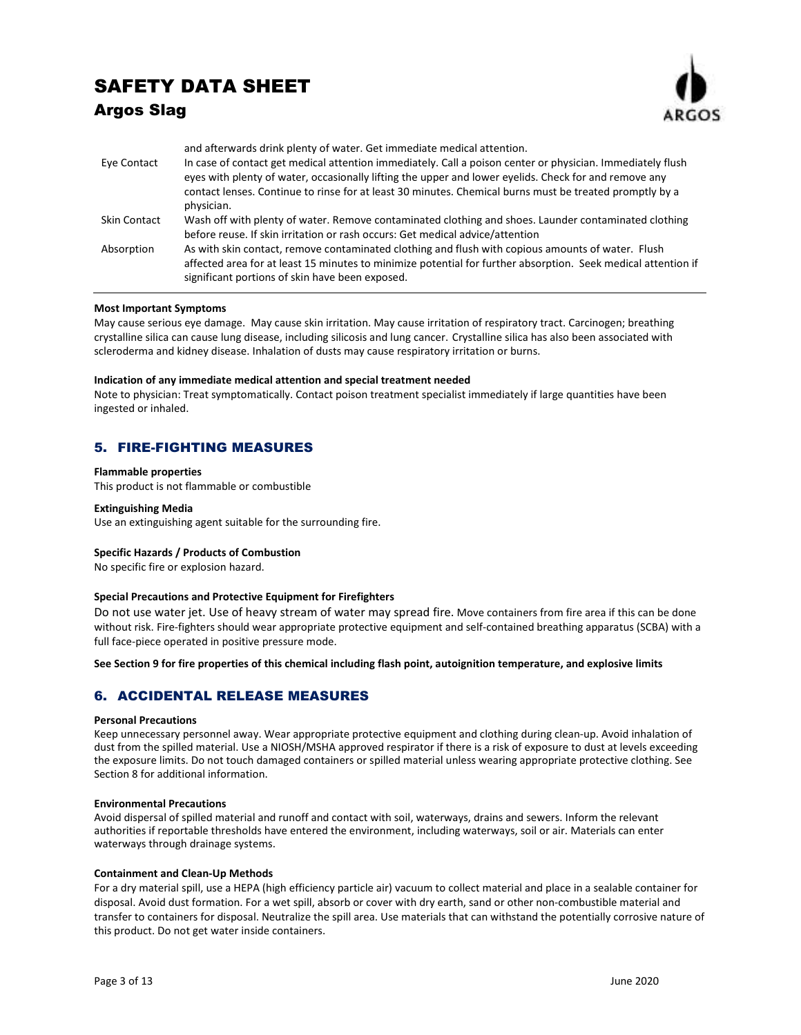| | |
|---|---|
| | and afterwards drink plenty of water. Get immediate medical attention. |
| Eye Contact | In case of contact get medical attention immediately. Call a poison center or physician. Immediately flush eyes with plenty of water, occasionally lifting the upper and lower eyelids. Check for and remove any contact lenses. Continue to rinse for at least 30 minutes. Chemical burns must be treated promptly by a physician. |
| Skin Contact | Wash off with plenty of water. Remove contaminated clothing and shoes. Launder contaminated clothing before reuse. If skin irritation or rash occurs: Get medical advice/attention |
| Absorption | As with skin contact, remove contaminated clothing and flush with copious amounts of water. Flush affected area for at least 15 minutes to minimize potential for further absorption. Seek medical attention if significant portions of skin have been exposed. |

**Most Important Symptoms**

May cause serious eye damage. May cause skin irritation. May cause irritation of respiratory tract. Carcinogen; breathing crystalline silica can cause lung disease, including silicosis and lung cancer. Crystalline silica has also been associated with scleroderma and kidney disease. Inhalation of dusts may cause respiratory irritation or burns.

**Indication of any immediate medical attention and special treatment needed**

Note to physician: Treat symptomatically. Contact poison treatment specialist immediately if large quantities have been ingested or inhaled.

## 5. FIRE-FIGHTING MEASURES

**Flammable properties**

This product is not flammable or combustible

**Extinguishing Media**

Use an extinguishing agent suitable for the surrounding fire.

**Specific Hazards / Products of Combustion**

No specific fire or explosion hazard.

**Special Precautions and Protective Equipment for Firefighters**

Do not use water jet. Use of heavy stream of water may spread fire. Move containers from fire area if this can be done without risk. Fire-fighters should wear appropriate protective equipment and self-contained breathing apparatus (SCBA) with a full face-piece operated in positive pressure mode.

**See Section 9 for fire properties of this chemical including flash point, autoignition temperature, and explosive limits**

## 6. ACCIDENTAL RELEASE MEASURES

**Personal Precautions**

Keep unnecessary personnel away. Wear appropriate protective equipment and clothing during clean-up. Avoid inhalation of dust from the spilled material. Use a NIOSH/MSHA approved respirator if there is a risk of exposure to dust at levels exceeding the exposure limits. Do not touch damaged containers or spilled material unless wearing appropriate protective clothing. See Section 8 for additional information.

**Environmental Precautions**

Avoid dispersal of spilled material and runoff and contact with soil, waterways, drains and sewers. Inform the relevant authorities if reportable thresholds have entered the environment, including waterways, soil or air. Materials can enter waterways through drainage systems.

**Containment and Clean-Up Methods**

For a dry material spill, use a HEPA (high efficiency particle air) vacuum to collect material and place in a sealable container for disposal. Avoid dust formation. For a wet spill, absorb or cover with dry earth, sand or other non-combustible material and transfer to containers for disposal. Neutralize the spill area. Use materials that can withstand the potentially corrosive nature of this product. Do not get water inside containers.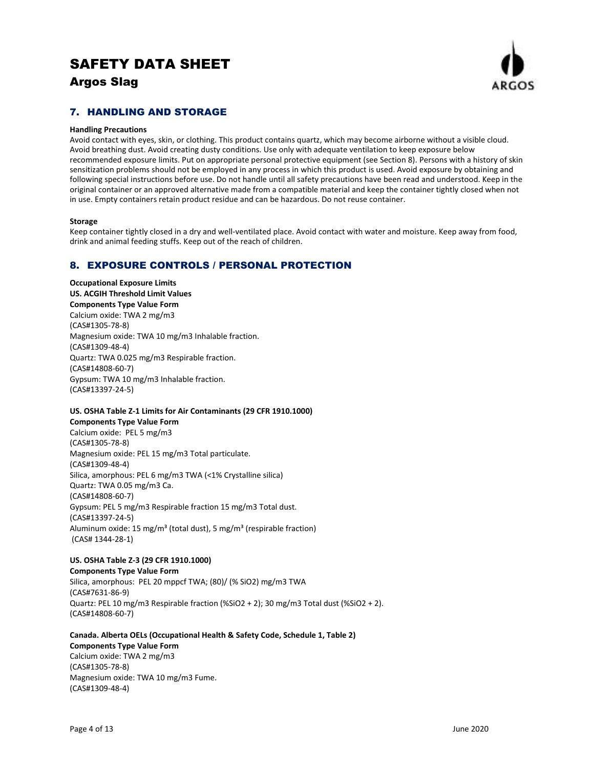## 7. HANDLING AND STORAGE

**Handling Precautions**

Avoid contact with eyes, skin, or clothing. This product contains quartz, which may become airborne without a visible cloud. Avoid breathing dust. Avoid creating dusty conditions. Use only with adequate ventilation to keep exposure below recommended exposure limits. Put on appropriate personal protective equipment (see Section 8). Persons with a history of skin sensitization problems should not be employed in any process in which this product is used. Avoid exposure by obtaining and following special instructions before use. Do not handle until all safety precautions have been read and understood. Keep in the original container or an approved alternative made from a compatible material and keep the container tightly closed when not in use. Empty containers retain product residue and can be hazardous. Do not reuse container.

**Storage**

Keep container tightly closed in a dry and well-ventilated place. Avoid contact with water and moisture. Keep away from food, drink and animal feeding stuffs. Keep out of the reach of children.

## 8. EXPOSURE CONTROLS / PERSONAL PROTECTION

**Occupational Exposure Limits**
**US. ACGIH Threshold Limit Values**
**Components Type Value Form**

Calcium oxide: TWA 2 mg/m3
(CAS#1305-78-8)
Magnesium oxide: TWA 10 mg/m3 Inhalable fraction.
(CAS#1309-48-4)
Quartz: TWA 0.025 mg/m3 Respirable fraction.
(CAS#14808-60-7)
Gypsum: TWA 10 mg/m3 Inhalable fraction.
(CAS#13397-24-5)

**US. OSHA Table Z-1 Limits for Air Contaminants (29 CFR 1910.1000)**
**Components Type Value Form**

Calcium oxide: PEL 5 mg/m3
(CAS#1305-78-8)
Magnesium oxide: PEL 15 mg/m3 Total particulate.
(CAS#1309-48-4)
Silica, amorphous: PEL 6 mg/m3 TWA (<1% Crystalline silica)
Quartz: TWA 0.05 mg/m3 Ca.
(CAS#14808-60-7)
Gypsum: PEL 5 mg/m3 Respirable fraction 15 mg/m3 Total dust.
(CAS#13397-24-5)
Aluminum oxide: 15 mg/m³ (total dust), 5 mg/m³ (respirable fraction)
(CAS# 1344-28-1)

**US. OSHA Table Z-3 (29 CFR 1910.1000)**
**Components Type Value Form**

Silica, amorphous: PEL 20 mppcf TWA; (80)/ (% SiO2) mg/m3 TWA
(CAS#7631-86-9)
Quartz: PEL 10 mg/m3 Respirable fraction (%SiO2 + 2); 30 mg/m3 Total dust (%SiO2 + 2).
(CAS#14808-60-7)

**Canada. Alberta OELs (Occupational Health & Safety Code, Schedule 1, Table 2)**
**Components Type Value Form**

Calcium oxide: TWA 2 mg/m3
(CAS#1305-78-8)
Magnesium oxide: TWA 10 mg/m3 Fume.
(CAS#1309-48-4)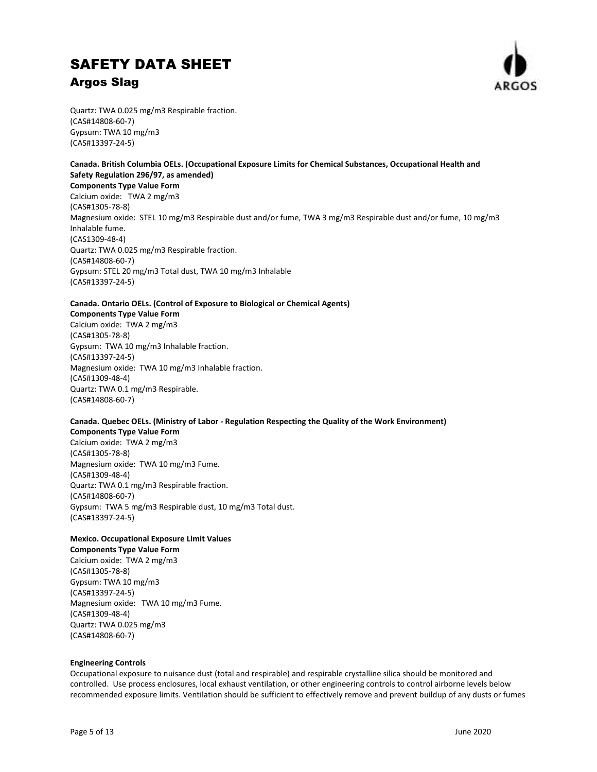Quartz: TWA 0.025 mg/m3 Respirable fraction.
(CAS#14808-60-7)
Gypsum: TWA 10 mg/m3
(CAS#13397-24-5)

**Canada. British Columbia OELs. (Occupational Exposure Limits for Chemical Substances, Occupational Health and Safety Regulation 296/97, as amended)**
**Components Type Value Form**
Calcium oxide: TWA 2 mg/m3
(CAS#1305-78-8)
Magnesium oxide: STEL 10 mg/m3 Respirable dust and/or fume, TWA 3 mg/m3 Respirable dust and/or fume, 10 mg/m3 Inhalable fume.
(CAS1309-48-4)
Quartz: TWA 0.025 mg/m3 Respirable fraction.
(CAS#14808-60-7)
Gypsum: STEL 20 mg/m3 Total dust, TWA 10 mg/m3 Inhalable
(CAS#13397-24-5)

**Canada. Ontario OELs. (Control of Exposure to Biological or Chemical Agents)**
**Components Type Value Form**
Calcium oxide: TWA 2 mg/m3
(CAS#1305-78-8)
Gypsum: TWA 10 mg/m3 Inhalable fraction.
(CAS#13397-24-5)
Magnesium oxide: TWA 10 mg/m3 Inhalable fraction.
(CAS#1309-48-4)
Quartz: TWA 0.1 mg/m3 Respirable.
(CAS#14808-60-7)

**Canada. Quebec OELs. (Ministry of Labor - Regulation Respecting the Quality of the Work Environment)**
**Components Type Value Form**
Calcium oxide: TWA 2 mg/m3
(CAS#1305-78-8)
Magnesium oxide: TWA 10 mg/m3 Fume.
(CAS#1309-48-4)
Quartz: TWA 0.1 mg/m3 Respirable fraction.
(CAS#14808-60-7)
Gypsum: TWA 5 mg/m3 Respirable dust, 10 mg/m3 Total dust.
(CAS#13397-24-5)

**Mexico. Occupational Exposure Limit Values**
**Components Type Value Form**
Calcium oxide: TWA 2 mg/m3
(CAS#1305-78-8)
Gypsum: TWA 10 mg/m3
(CAS#13397-24-5)
Magnesium oxide: TWA 10 mg/m3 Fume.
(CAS#1309-48-4)
Quartz: TWA 0.025 mg/m3
(CAS#14808-60-7)

**Engineering Controls**
Occupational exposure to nuisance dust (total and respirable) and respirable crystalline silica should be monitored and controlled. Use process enclosures, local exhaust ventilation, or other engineering controls to control airborne levels below recommended exposure limits. Ventilation should be sufficient to effectively remove and prevent buildup of any dusts or fumes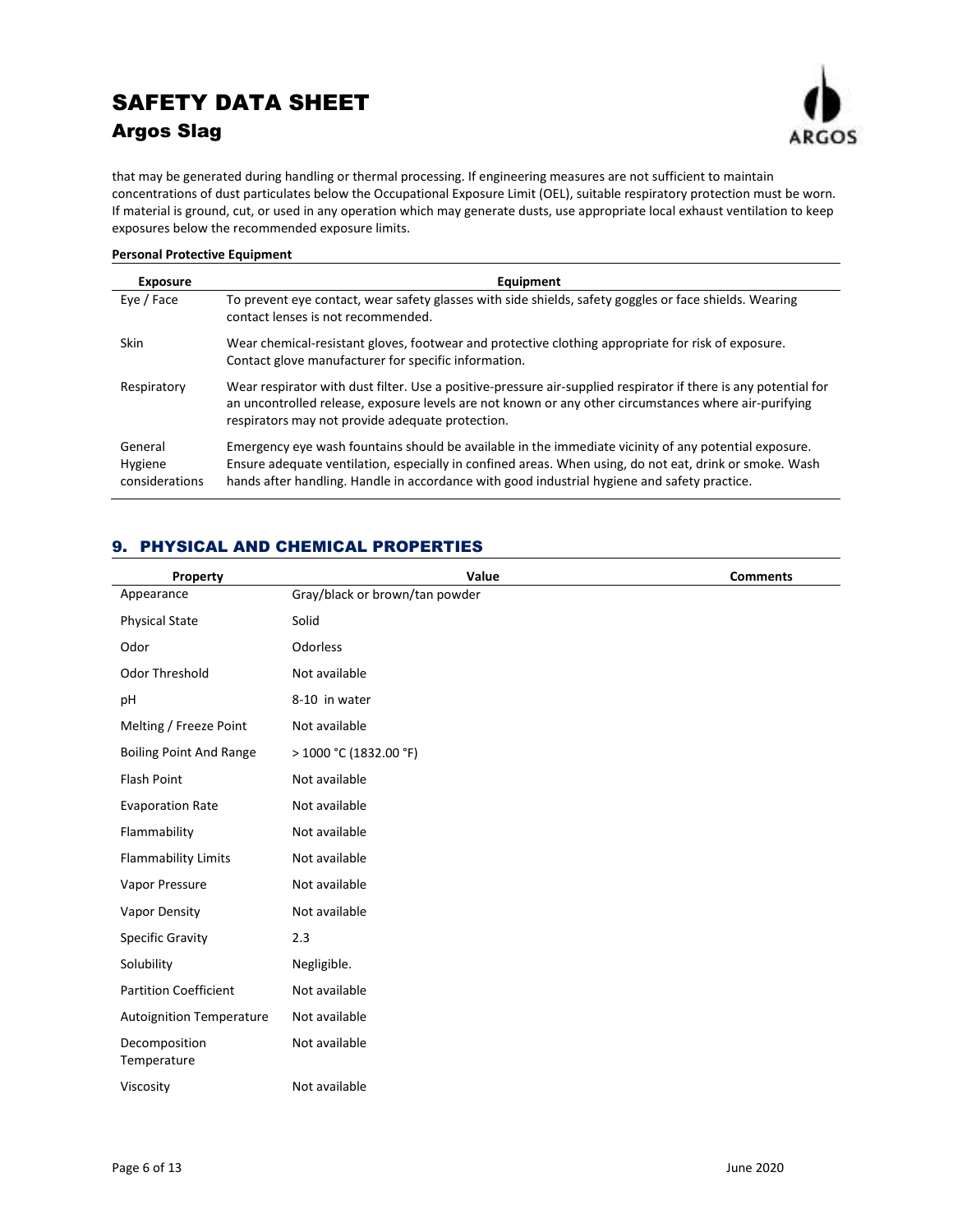that may be generated during handling or thermal processing. If engineering measures are not sufficient to maintain concentrations of dust particulates below the Occupational Exposure Limit (OEL), suitable respiratory protection must be worn. If material is ground, cut, or used in any operation which may generate dusts, use appropriate local exhaust ventilation to keep exposures below the recommended exposure limits.

**Personal Protective Equipment**

| Exposure | Equipment |
|---|---|
| Eye / Face | To prevent eye contact, wear safety glasses with side shields, safety goggles or face shields. Wearing contact lenses is not recommended. |
| Skin | Wear chemical-resistant gloves, footwear and protective clothing appropriate for risk of exposure. Contact glove manufacturer for specific information. |
| Respiratory | Wear respirator with dust filter. Use a positive-pressure air-supplied respirator if there is any potential for an uncontrolled release, exposure levels are not known or any other circumstances where air-purifying respirators may not provide adequate protection. |
| General Hygiene considerations | Emergency eye wash fountains should be available in the immediate vicinity of any potential exposure. Ensure adequate ventilation, especially in confined areas. When using, do not eat, drink or smoke. Wash hands after handling. Handle in accordance with good industrial hygiene and safety practice. |

## 9. PHYSICAL AND CHEMICAL PROPERTIES

| Property | Value | Comments |
|---|---|---|
| Appearance | Gray/black or brown/tan powder | |
| Physical State | Solid | |
| Odor | Odorless | |
| Odor Threshold | Not available | |
| pH | 8-10 in water | |
| Melting / Freeze Point | Not available | |
| Boiling Point And Range | > 1000 °C (1832.00 °F) | |
| Flash Point | Not available | |
| Evaporation Rate | Not available | |
| Flammability | Not available | |
| Flammability Limits | Not available | |
| Vapor Pressure | Not available | |
| Vapor Density | Not available | |
| Specific Gravity | 2.3 | |
| Solubility | Negligible. | |
| Partition Coefficient | Not available | |
| Autoignition Temperature | Not available | |
| Decomposition Temperature | Not available | |
| Viscosity | Not available | |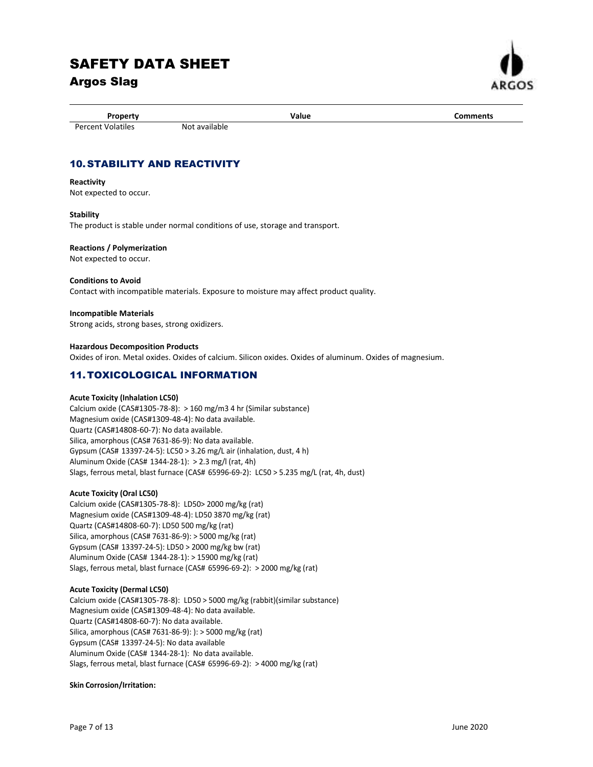| Property | Value | Comments |
| --- | --- | --- |
| Percent Volatiles | Not available | |

## 10. STABILITY AND REACTIVITY

**Reactivity**
Not expected to occur.

**Stability**
The product is stable under normal conditions of use, storage and transport.

**Reactions / Polymerization**
Not expected to occur.

**Conditions to Avoid**
Contact with incompatible materials. Exposure to moisture may affect product quality.

**Incompatible Materials**
Strong acids, strong bases, strong oxidizers.

**Hazardous Decomposition Products**
Oxides of iron. Metal oxides. Oxides of calcium. Silicon oxides. Oxides of aluminum. Oxides of magnesium.

## 11. TOXICOLOGICAL INFORMATION

**Acute Toxicity (Inhalation LC50)**
Calcium oxide (CAS#1305-78-8): > 160 mg/m3 4 hr (Similar substance)
Magnesium oxide (CAS#1309-48-4): No data available.
Quartz (CAS#14808-60-7): No data available.
Silica, amorphous (CAS# 7631-86-9): No data available.
Gypsum (CAS# 13397-24-5): LC50 > 3.26 mg/L air (inhalation, dust, 4 h)
Aluminum Oxide (CAS# 1344-28-1): > 2.3 mg/l (rat, 4h)
Slags, ferrous metal, blast furnace (CAS# 65996-69-2): LC50 > 5.235 mg/L (rat, 4h, dust)

**Acute Toxicity (Oral LC50)**
Calcium oxide (CAS#1305-78-8): LD50> 2000 mg/kg (rat)
Magnesium oxide (CAS#1309-48-4): LD50 3870 mg/kg (rat)
Quartz (CAS#14808-60-7): LD50 500 mg/kg (rat)
Silica, amorphous (CAS# 7631-86-9): > 5000 mg/kg (rat)
Gypsum (CAS# 13397-24-5): LD50 > 2000 mg/kg bw (rat)
Aluminum Oxide (CAS# 1344-28-1): > 15900 mg/kg (rat)
Slags, ferrous metal, blast furnace (CAS# 65996-69-2): > 2000 mg/kg (rat)

**Acute Toxicity (Dermal LC50)**
Calcium oxide (CAS#1305-78-8): LD50 > 5000 mg/kg (rabbit)(similar substance)
Magnesium oxide (CAS#1309-48-4): No data available.
Quartz (CAS#14808-60-7): No data available.
Silica, amorphous (CAS# 7631-86-9): ): > 5000 mg/kg (rat)
Gypsum (CAS# 13397-24-5): No data available
Aluminum Oxide (CAS# 1344-28-1): No data available.
Slags, ferrous metal, blast furnace (CAS# 65996-69-2): > 4000 mg/kg (rat)

**Skin Corrosion/Irritation:**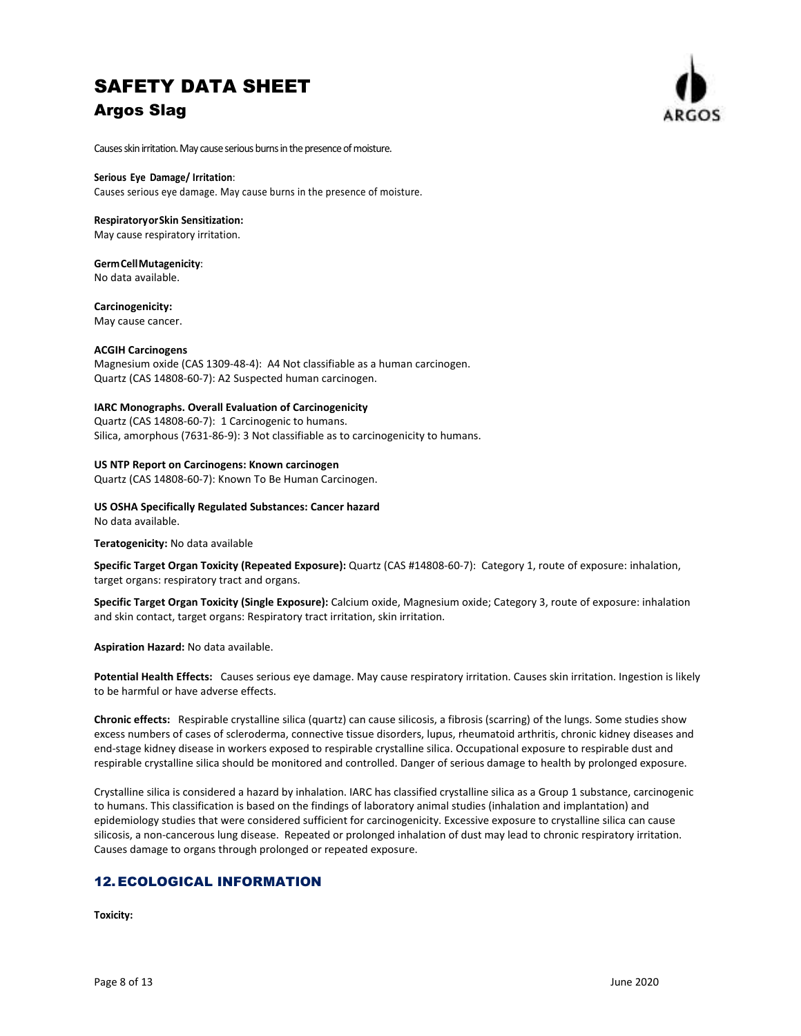Causes skin irritation. May cause serious burns in the presence of moisture.

**Serious Eye Damage/ Irritation**:
Causes serious eye damage. May cause burns in the presence of moisture.

**Respiratory or Skin Sensitization:**
May cause respiratory irritation.

**Germ Cell Mutagenicity**:
No data available.

**Carcinogenicity:**
May cause cancer.

**ACGIH Carcinogens**
Magnesium oxide (CAS 1309-48-4): A4 Not classifiable as a human carcinogen.
Quartz (CAS 14808-60-7): A2 Suspected human carcinogen.

**IARC Monographs. Overall Evaluation of Carcinogenicity**
Quartz (CAS 14808-60-7): 1 Carcinogenic to humans.
Silica, amorphous (7631-86-9): 3 Not classifiable as to carcinogenicity to humans.

**US NTP Report on Carcinogens: Known carcinogen**
Quartz (CAS 14808-60-7): Known To Be Human Carcinogen.

**US OSHA Specifically Regulated Substances: Cancer hazard**
No data available.

**Teratogenicity:** No data available

**Specific Target Organ Toxicity (Repeated Exposure):** Quartz (CAS #14808-60-7): Category 1, route of exposure: inhalation, target organs: respiratory tract and organs.

**Specific Target Organ Toxicity (Single Exposure):** Calcium oxide, Magnesium oxide; Category 3, route of exposure: inhalation and skin contact, target organs: Respiratory tract irritation, skin irritation.

**Aspiration Hazard:** No data available.

**Potential Health Effects:** Causes serious eye damage. May cause respiratory irritation. Causes skin irritation. Ingestion is likely to be harmful or have adverse effects.

**Chronic effects:** Respirable crystalline silica (quartz) can cause silicosis, a fibrosis (scarring) of the lungs. Some studies show excess numbers of cases of scleroderma, connective tissue disorders, lupus, rheumatoid arthritis, chronic kidney diseases and end-stage kidney disease in workers exposed to respirable crystalline silica. Occupational exposure to respirable dust and respirable crystalline silica should be monitored and controlled. Danger of serious damage to health by prolonged exposure.

Crystalline silica is considered a hazard by inhalation. IARC has classified crystalline silica as a Group 1 substance, carcinogenic to humans. This classification is based on the findings of laboratory animal studies (inhalation and implantation) and epidemiology studies that were considered sufficient for carcinogenicity. Excessive exposure to crystalline silica can cause silicosis, a non-cancerous lung disease. Repeated or prolonged inhalation of dust may lead to chronic respiratory irritation. Causes damage to organs through prolonged or repeated exposure.

## 12. ECOLOGICAL INFORMATION

**Toxicity:**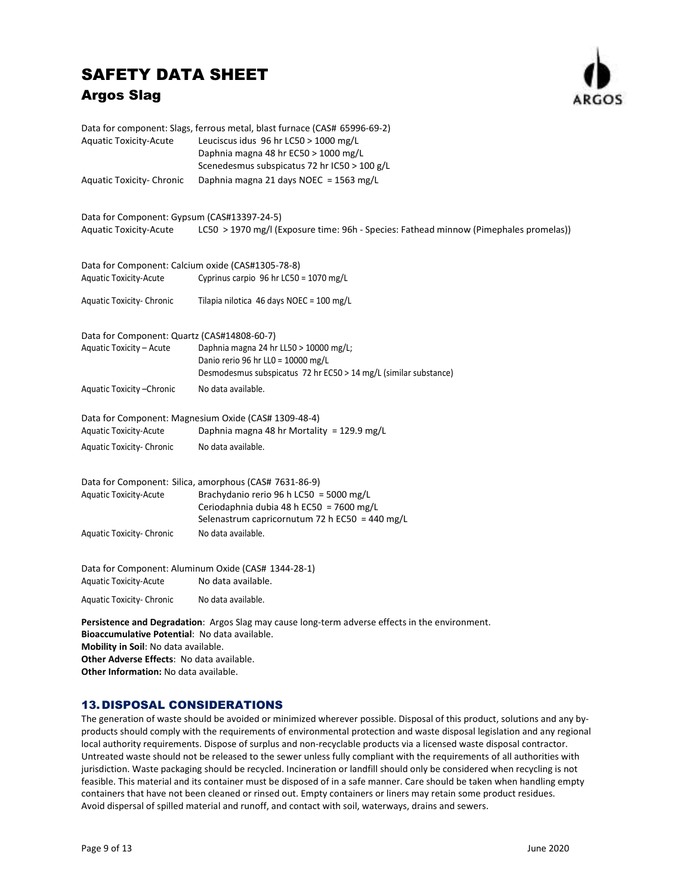Data for component: Slags, ferrous metal, blast furnace (CAS# 65996-69-2)

| | |
|---|---|
| Aquatic Toxicity-Acute | Leuciscus idus 96 hr LC50 > 1000 mg/L<br>Daphnia magna 48 hr EC50 > 1000 mg/L<br>Scenedesmus subspicatus 72 hr IC50 > 100 g/L |
| Aquatic Toxicity- Chronic | Daphnia magna 21 days NOEC = 1563 mg/L |

Data for Component: Gypsum (CAS#13397-24-5)

| | |
|---|---|
| Aquatic Toxicity-Acute | LC50 > 1970 mg/l (Exposure time: 96h - Species: Fathead minnow (Pimephales promelas)) |

Data for Component: Calcium oxide (CAS#1305-78-8)

| | |
|---|---|
| Aquatic Toxicity-Acute | Cyprinus carpio 96 hr LC50 = 1070 mg/L |
| Aquatic Toxicity- Chronic | Tilapia nilotica 46 days NOEC = 100 mg/L |

Data for Component: Quartz (CAS#14808-60-7)

| | |
|---|---|
| Aquatic Toxicity – Acute | Daphnia magna 24 hr LL50 > 10000 mg/L;<br>Danio rerio 96 hr LL0 = 10000 mg/L<br>Desmodesmus subspicatus 72 hr EC50 > 14 mg/L (similar substance) |
| Aquatic Toxicity –Chronic | No data available. |

Data for Component: Magnesium Oxide (CAS# 1309-48-4)

| | |
|---|---|
| Aquatic Toxicity-Acute | Daphnia magna 48 hr Mortality = 129.9 mg/L |
| Aquatic Toxicity- Chronic | No data available. |

Data for Component: Silica, amorphous (CAS# 7631-86-9)

| | |
|---|---|
| Aquatic Toxicity-Acute | Brachydanio rerio 96 h LC50 = 5000 mg/L<br>Ceriodaphnia dubia 48 h EC50 = 7600 mg/L<br>Selenastrum capricornutum 72 h EC50 = 440 mg/L |
| Aquatic Toxicity- Chronic | No data available. |

Data for Component: Aluminum Oxide (CAS# 1344-28-1)

| | |
|---|---|
| Aquatic Toxicity-Acute | No data available. |
| Aquatic Toxicity- Chronic | No data available. |

**Persistence and Degradation**: Argos Slag may cause long-term adverse effects in the environment.
**Bioaccumulative Potential**: No data available.
**Mobility in Soil**: No data available.
**Other Adverse Effects**: No data available.
**Other Information:** No data available.

## 13. DISPOSAL CONSIDERATIONS

The generation of waste should be avoided or minimized wherever possible. Disposal of this product, solutions and any by-products should comply with the requirements of environmental protection and waste disposal legislation and any regional local authority requirements. Dispose of surplus and non-recyclable products via a licensed waste disposal contractor. Untreated waste should not be released to the sewer unless fully compliant with the requirements of all authorities with jurisdiction. Waste packaging should be recycled. Incineration or landfill should only be considered when recycling is not feasible. This material and its container must be disposed of in a safe manner. Care should be taken when handling empty containers that have not been cleaned or rinsed out. Empty containers or liners may retain some product residues. Avoid dispersal of spilled material and runoff, and contact with soil, waterways, drains and sewers.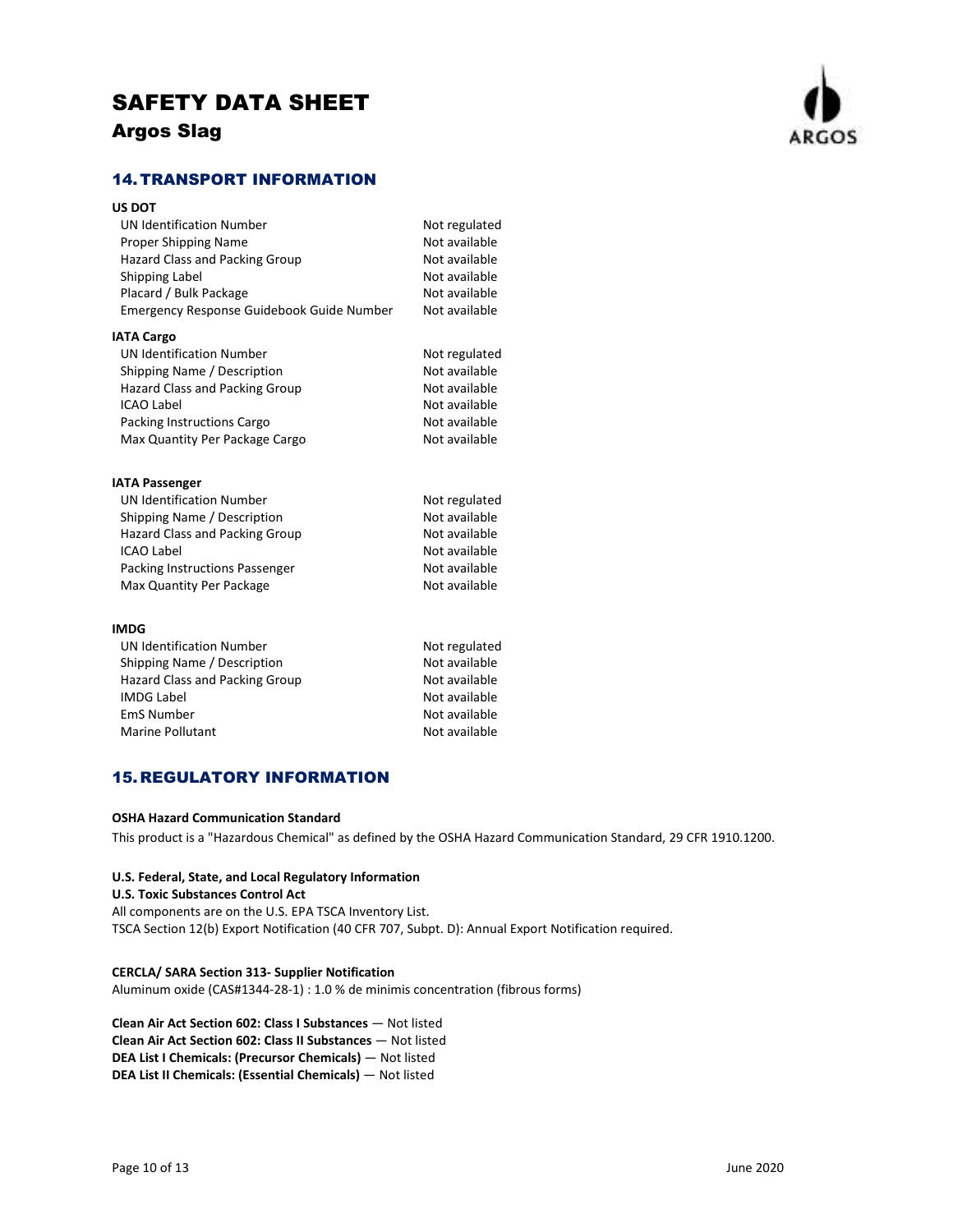# SAFETY DATA SHEET
## Argos Slag

## 14. TRANSPORT INFORMATION

**US DOT**

| | |
|---|---|
| UN Identification Number | Not regulated |
| Proper Shipping Name | Not available |
| Hazard Class and Packing Group | Not available |
| Shipping Label | Not available |
| Placard / Bulk Package | Not available |
| Emergency Response Guidebook Guide Number | Not available |

**IATA Cargo**

| | |
|---|---|
| UN Identification Number | Not regulated |
| Shipping Name / Description | Not available |
| Hazard Class and Packing Group | Not available |
| ICAO Label | Not available |
| Packing Instructions Cargo | Not available |
| Max Quantity Per Package Cargo | Not available |

**IATA Passenger**

| | |
|---|---|
| UN Identification Number | Not regulated |
| Shipping Name / Description | Not available |
| Hazard Class and Packing Group | Not available |
| ICAO Label | Not available |
| Packing Instructions Passenger | Not available |
| Max Quantity Per Package | Not available |

**IMDG**

| | |
|---|---|
| UN Identification Number | Not regulated |
| Shipping Name / Description | Not available |
| Hazard Class and Packing Group | Not available |
| IMDG Label | Not available |
| EmS Number | Not available |
| Marine Pollutant | Not available |

## 15. REGULATORY INFORMATION

**OSHA Hazard Communication Standard**

This product is a "Hazardous Chemical" as defined by the OSHA Hazard Communication Standard, 29 CFR 1910.1200.

**U.S. Federal, State, and Local Regulatory Information**

**U.S. Toxic Substances Control Act**

All components are on the U.S. EPA TSCA Inventory List.

TSCA Section 12(b) Export Notification (40 CFR 707, Subpt. D): Annual Export Notification required.

**CERCLA/ SARA Section 313- Supplier Notification**

Aluminum oxide (CAS#1344-28-1) : 1.0 % de minimis concentration (fibrous forms)

**Clean Air Act Section 602: Class I Substances** — Not listed
**Clean Air Act Section 602: Class II Substances** — Not listed
**DEA List I Chemicals: (Precursor Chemicals)** — Not listed
**DEA List II Chemicals: (Essential Chemicals)** — Not listed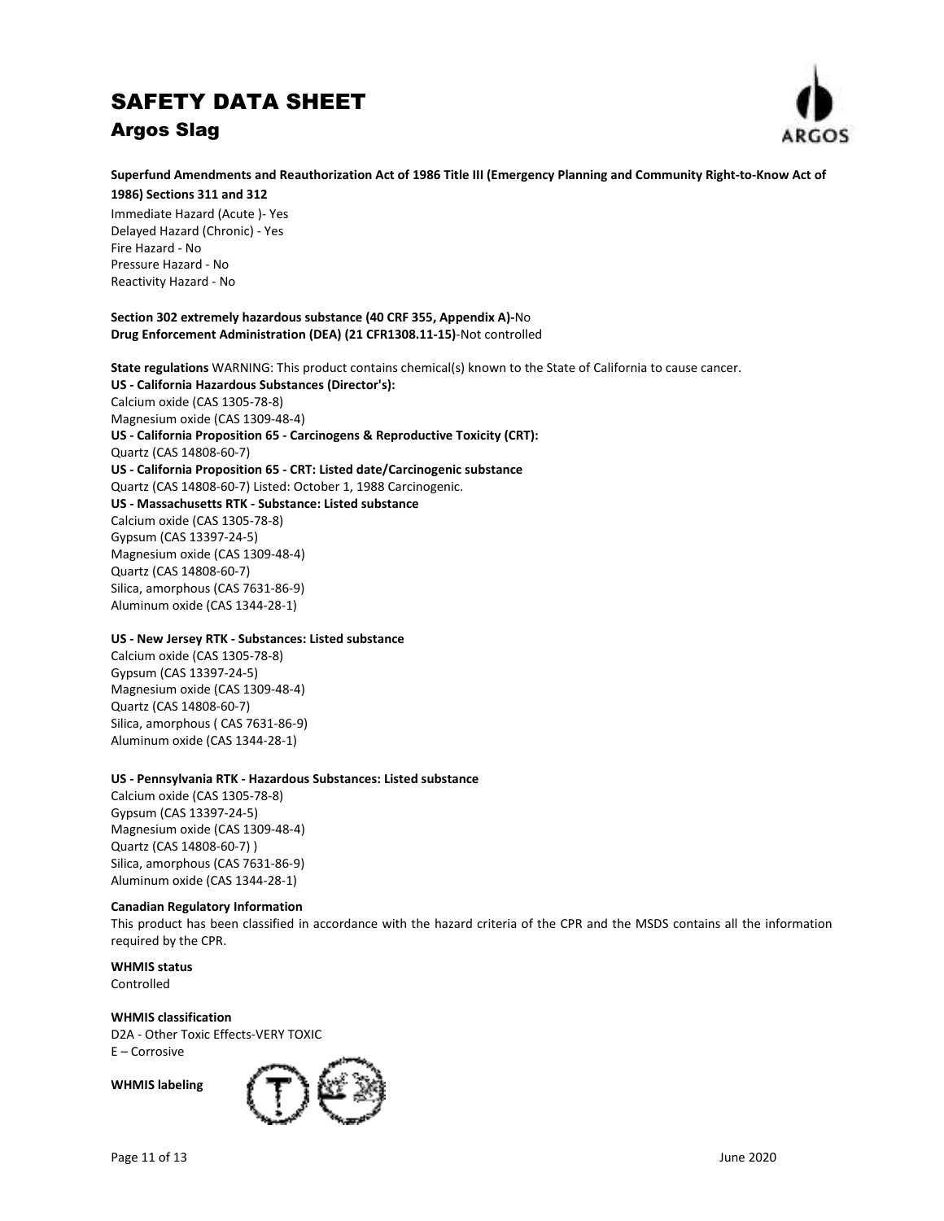**Superfund Amendments and Reauthorization Act of 1986 Title III (Emergency Planning and Community Right-to-Know Act of 1986) Sections 311 and 312**

Immediate Hazard (Acute )- Yes
Delayed Hazard (Chronic) - Yes
Fire Hazard - No
Pressure Hazard - No
Reactivity Hazard - No

**Section 302 extremely hazardous substance (40 CRF 355, Appendix A)-**No
**Drug Enforcement Administration (DEA) (21 CFR1308.11-15)**-Not controlled

**State regulations** WARNING: This product contains chemical(s) known to the State of California to cause cancer.
**US - California Hazardous Substances (Director's):**
Calcium oxide (CAS 1305-78-8)
Magnesium oxide (CAS 1309-48-4)
**US - California Proposition 65 - Carcinogens & Reproductive Toxicity (CRT):**
Quartz (CAS 14808-60-7)
**US - California Proposition 65 - CRT: Listed date/Carcinogenic substance**
Quartz (CAS 14808-60-7) Listed: October 1, 1988 Carcinogenic.
**US - Massachusetts RTK - Substance: Listed substance**
Calcium oxide (CAS 1305-78-8)
Gypsum (CAS 13397-24-5)
Magnesium oxide (CAS 1309-48-4)
Quartz (CAS 14808-60-7)
Silica, amorphous (CAS 7631-86-9)
Aluminum oxide (CAS 1344-28-1)

**US - New Jersey RTK - Substances: Listed substance**
Calcium oxide (CAS 1305-78-8)
Gypsum (CAS 13397-24-5)
Magnesium oxide (CAS 1309-48-4)
Quartz (CAS 14808-60-7)
Silica, amorphous ( CAS 7631-86-9)
Aluminum oxide (CAS 1344-28-1)

**US - Pennsylvania RTK - Hazardous Substances: Listed substance**
Calcium oxide (CAS 1305-78-8)
Gypsum (CAS 13397-24-5)
Magnesium oxide (CAS 1309-48-4)
Quartz (CAS 14808-60-7) )
Silica, amorphous (CAS 7631-86-9)
Aluminum oxide (CAS 1344-28-1)

**Canadian Regulatory Information**
This product has been classified in accordance with the hazard criteria of the CPR and the MSDS contains all the information required by the CPR.

**WHMIS status**
Controlled

**WHMIS classification**
D2A - Other Toxic Effects-VERY TOXIC
E – Corrosive

**WHMIS labeling**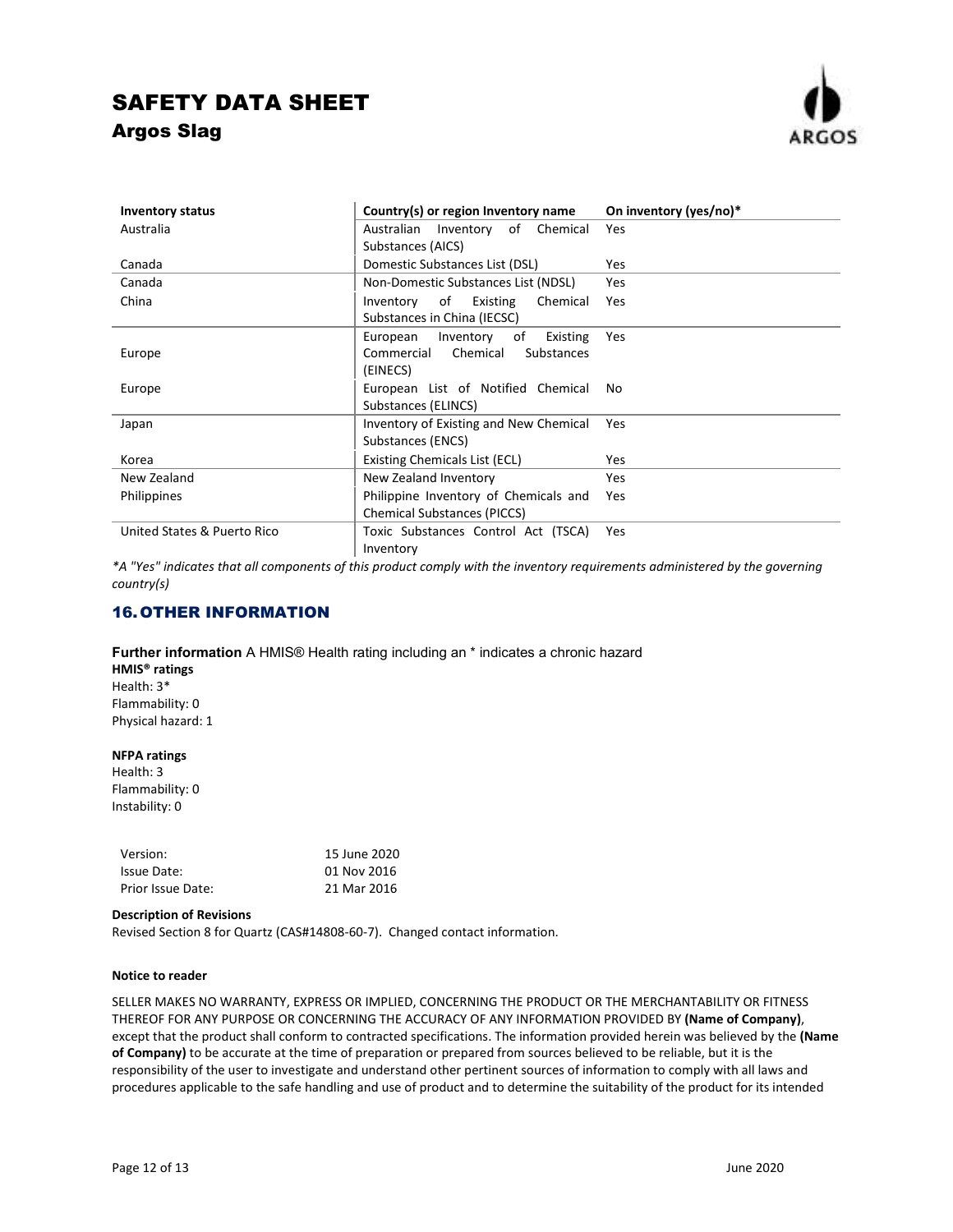| Inventory status | Country(s) or region Inventory name | On inventory (yes/no)* |
|---|---|---|
| Australia | Australian Inventory of Chemical Substances (AICS) | Yes |
| Canada | Domestic Substances List (DSL) | Yes |
| Canada | Non-Domestic Substances List (NDSL) | Yes |
| China | Inventory of Existing Chemical Substances in China (IECSC) | Yes |
| Europe | European Inventory of Existing Commercial Chemical Substances (EINECS) | Yes |
| Europe | European List of Notified Chemical Substances (ELINCS) | No |
| Japan | Inventory of Existing and New Chemical Substances (ENCS) | Yes |
| Korea | Existing Chemicals List (ECL) | Yes |
| New Zealand | New Zealand Inventory | Yes |
| Philippines | Philippine Inventory of Chemicals and Chemical Substances (PICCS) | Yes |
| United States & Puerto Rico | Toxic Substances Control Act (TSCA) Inventory | Yes |

*\*A "Yes" indicates that all components of this product comply with the inventory requirements administered by the governing country(s)*

## 16. OTHER INFORMATION

**Further information** A HMIS® Health rating including an * indicates a chronic hazard

**HMIS® ratings**
Health: 3*
Flammability: 0
Physical hazard: 1

**NFPA ratings**
Health: 3
Flammability: 0
Instability: 0

| | |
|---|---|
| Version: | 15 June 2020 |
| Issue Date: | 01 Nov 2016 |
| Prior Issue Date: | 21 Mar 2016 |

**Description of Revisions**

Revised Section 8 for Quartz (CAS#14808-60-7). Changed contact information.

**Notice to reader**

SELLER MAKES NO WARRANTY, EXPRESS OR IMPLIED, CONCERNING THE PRODUCT OR THE MERCHANTABILITY OR FITNESS THEREOF FOR ANY PURPOSE OR CONCERNING THE ACCURACY OF ANY INFORMATION PROVIDED BY **(Name of Company)**, except that the product shall conform to contracted specifications. The information provided herein was believed by the **(Name of Company)** to be accurate at the time of preparation or prepared from sources believed to be reliable, but it is the responsibility of the user to investigate and understand other pertinent sources of information to comply with all laws and procedures applicable to the safe handling and use of product and to determine the suitability of the product for its intended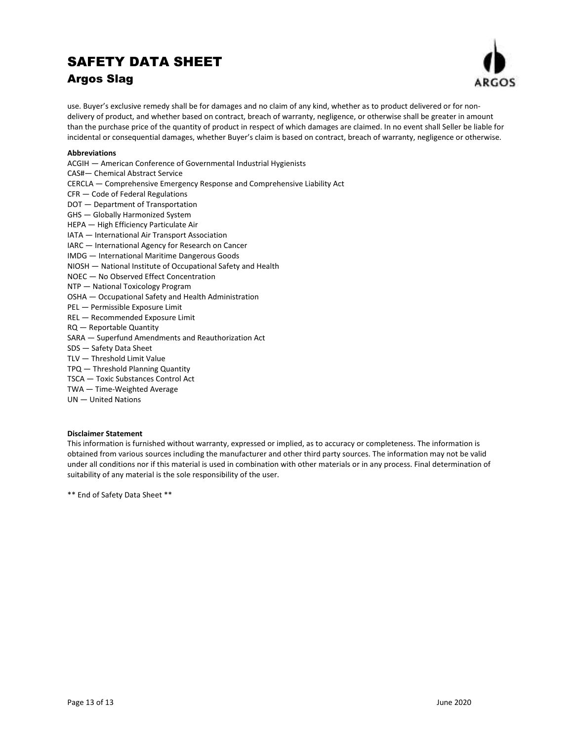use. Buyer's exclusive remedy shall be for damages and no claim of any kind, whether as to product delivered or for non-delivery of product, and whether based on contract, breach of warranty, negligence, or otherwise shall be greater in amount than the purchase price of the quantity of product in respect of which damages are claimed. In no event shall Seller be liable for incidental or consequential damages, whether Buyer's claim is based on contract, breach of warranty, negligence or otherwise.

**Abbreviations**

ACGIH — American Conference of Governmental Industrial Hygienists
CAS#— Chemical Abstract Service
CERCLA — Comprehensive Emergency Response and Comprehensive Liability Act
CFR — Code of Federal Regulations
DOT — Department of Transportation
GHS — Globally Harmonized System
HEPA — High Efficiency Particulate Air
IATA — International Air Transport Association
IARC — International Agency for Research on Cancer
IMDG — International Maritime Dangerous Goods
NIOSH — National Institute of Occupational Safety and Health
NOEC — No Observed Effect Concentration
NTP — National Toxicology Program
OSHA — Occupational Safety and Health Administration
PEL — Permissible Exposure Limit
REL — Recommended Exposure Limit
RQ — Reportable Quantity
SARA — Superfund Amendments and Reauthorization Act
SDS — Safety Data Sheet
TLV — Threshold Limit Value
TPQ — Threshold Planning Quantity
TSCA — Toxic Substances Control Act
TWA — Time-Weighted Average
UN — United Nations

**Disclaimer Statement**

This information is furnished without warranty, expressed or implied, as to accuracy or completeness. The information is obtained from various sources including the manufacturer and other third party sources. The information may not be valid under all conditions nor if this material is used in combination with other materials or in any process. Final determination of suitability of any material is the sole responsibility of the user.

** End of Safety Data Sheet **